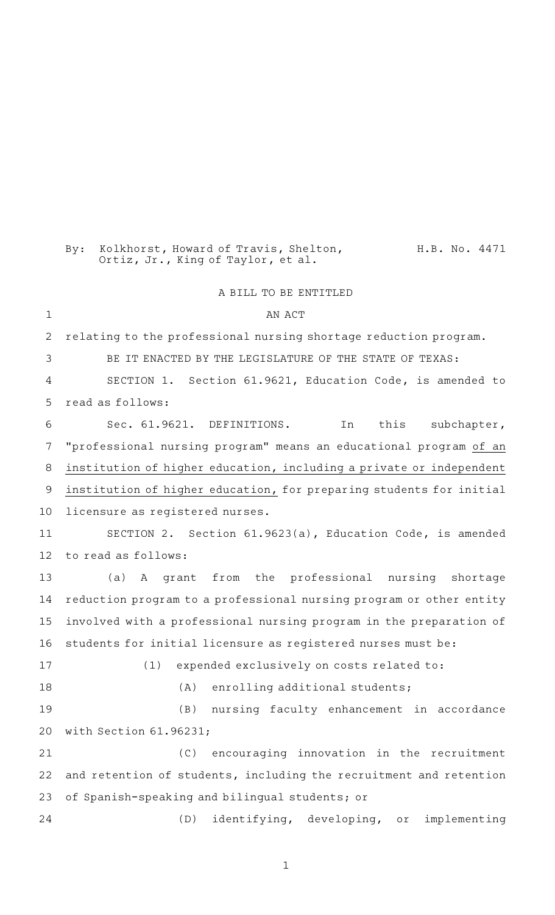By: Kolkhorst, Howard of Travis, Shelton, Ortiz, Jr., King of Taylor, et al. H.B. No. 4471

A BILL TO BE ENTITLED

AN ACT

relating to the professional nursing shortage reduction program.

BE IT ENACTED BY THE LEGISLATURE OF THE STATE OF TEXAS:

SECTION 1. Section 61.9621, Education Code, is amended to read as follows:

Sec. 61.9621. DEFINITIONS. In this subchapter, "professional nursing program" means an educational program of an institution of higher education, including a private or independent institution of higher education, for preparing students for initial licensure as registered nurses.

SECTION 2. Section 61.9623(a), Education Code, is amended to read as follows:

(a) A grant from the professional nursing shortage reduction program to a professional nursing program or other entity involved with a professional nursing program in the preparation of students for initial licensure as registered nurses must be:

(1) expended exclusively on costs related to:

(A) enrolling additional students;

(B) nursing faculty enhancement in accordance with Section 61.96231;

(C) encouraging innovation in the recruitment and retention of students, including the recruitment and retention of Spanish-speaking and bilingual students; or

(D) identifying, developing, or implementing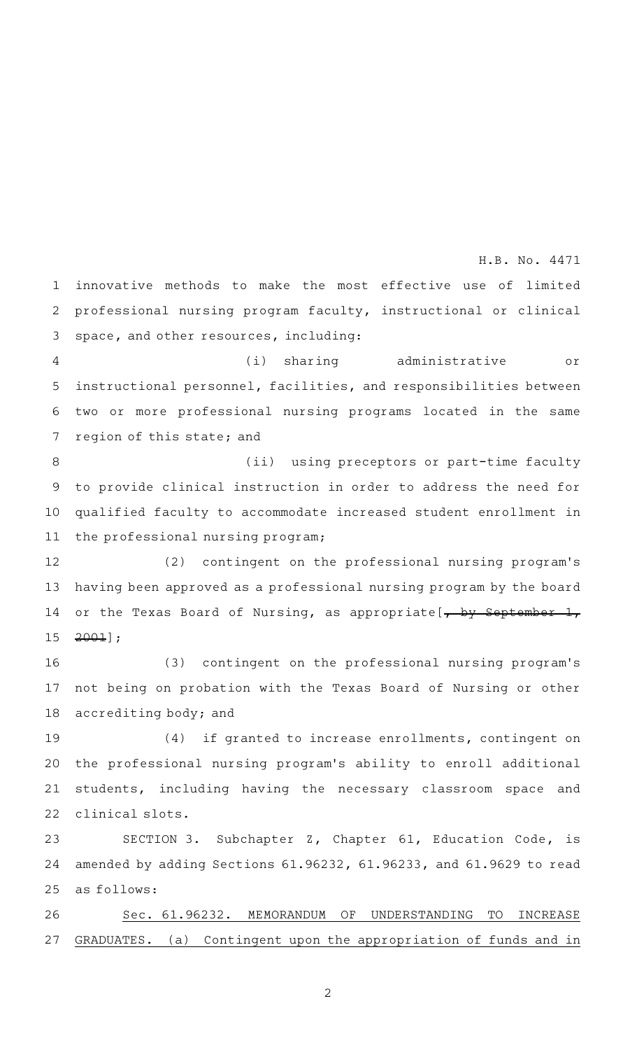innovative methods to make the most effective use of limited professional nursing program faculty, instructional or clinical space, and other resources, including:

(i) sharing administrative or instructional personnel, facilities, and responsibilities between two or more professional nursing programs located in the same region of this state; and

(ii) using preceptors or part-time faculty to provide clinical instruction in order to address the need for qualified faculty to accommodate increased student enrollment in the professional nursing program;

(2) contingent on the professional nursing program's having been approved as a professional nursing program by the board or the Texas Board of Nursing, as appropriate[~~, by September 1, 2001~~];

(3) contingent on the professional nursing program's not being on probation with the Texas Board of Nursing or other accrediting body; and

(4) if granted to increase enrollments, contingent on the professional nursing program's ability to enroll additional students, including having the necessary classroom space and clinical slots.

SECTION 3. Subchapter Z, Chapter 61, Education Code, is amended by adding Sections 61.96232, 61.96233, and 61.9629 to read as follows:

<u>Sec. 61.96232. MEMORANDUM OF UNDERSTANDING TO INCREASE GRADUATES. (a) Contingent upon the appropriation of funds and in</u>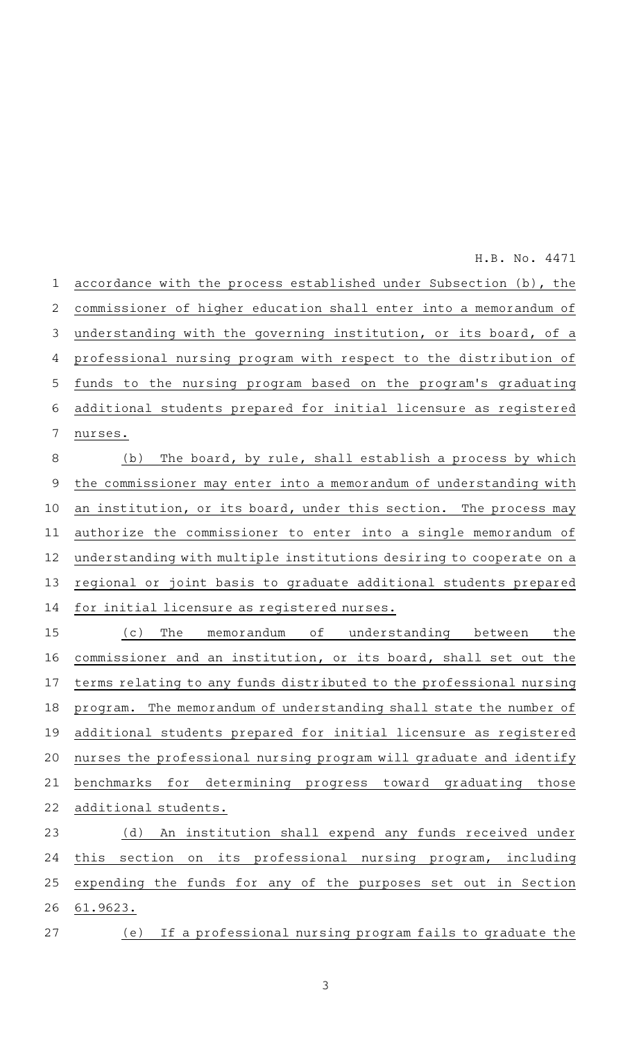accordance with the process established under Subsection (b), the commissioner of higher education shall enter into a memorandum of understanding with the governing institution, or its board, of a professional nursing program with respect to the distribution of funds to the nursing program based on the program's graduating additional students prepared for initial licensure as registered nurses.

(b) The board, by rule, shall establish a process by which the commissioner may enter into a memorandum of understanding with an institution, or its board, under this section. The process may authorize the commissioner to enter into a single memorandum of understanding with multiple institutions desiring to cooperate on a regional or joint basis to graduate additional students prepared for initial licensure as registered nurses.

(c) The memorandum of understanding between the commissioner and an institution, or its board, shall set out the terms relating to any funds distributed to the professional nursing program. The memorandum of understanding shall state the number of additional students prepared for initial licensure as registered nurses the professional nursing program will graduate and identify benchmarks for determining progress toward graduating those additional students.

(d) An institution shall expend any funds received under this section on its professional nursing program, including expending the funds for any of the purposes set out in Section 61.9623.

(e) If a professional nursing program fails to graduate the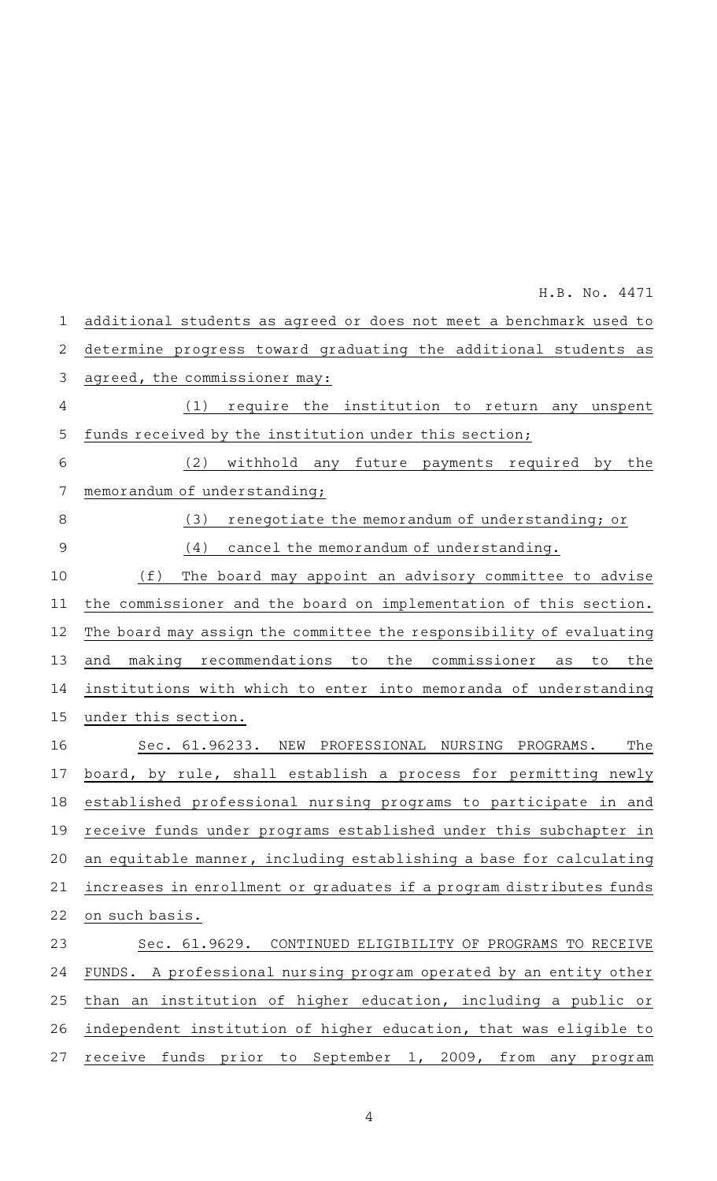additional students as agreed or does not meet a benchmark used to determine progress toward graduating the additional students as agreed, the commissioner may:

(1) require the institution to return any unspent funds received by the institution under this section;

(2) withhold any future payments required by the memorandum of understanding;

(3) renegotiate the memorandum of understanding; or

(4) cancel the memorandum of understanding.

(f) The board may appoint an advisory committee to advise the commissioner and the board on implementation of this section. The board may assign the committee the responsibility of evaluating and making recommendations to the commissioner as to the institutions with which to enter into memoranda of understanding under this section.

Sec. 61.96233. NEW PROFESSIONAL NURSING PROGRAMS. The board, by rule, shall establish a process for permitting newly established professional nursing programs to participate in and receive funds under programs established under this subchapter in an equitable manner, including establishing a base for calculating increases in enrollment or graduates if a program distributes funds on such basis.

Sec. 61.9629. CONTINUED ELIGIBILITY OF PROGRAMS TO RECEIVE FUNDS. A professional nursing program operated by an entity other than an institution of higher education, including a public or independent institution of higher education, that was eligible to receive funds prior to September 1, 2009, from any program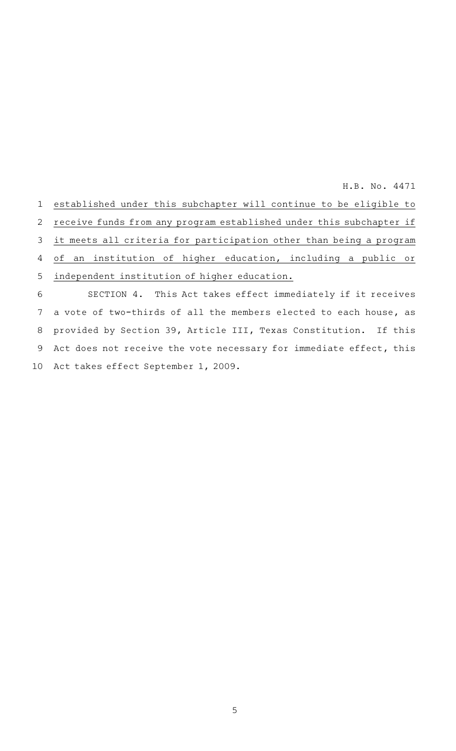established under this subchapter will continue to be eligible to receive funds from any program established under this subchapter if it meets all criteria for participation other than being a program of an institution of higher education, including a public or independent institution of higher education.

SECTION 4. This Act takes effect immediately if it receives a vote of two-thirds of all the members elected to each house, as provided by Section 39, Article III, Texas Constitution. If this Act does not receive the vote necessary for immediate effect, this Act takes effect September 1, 2009.